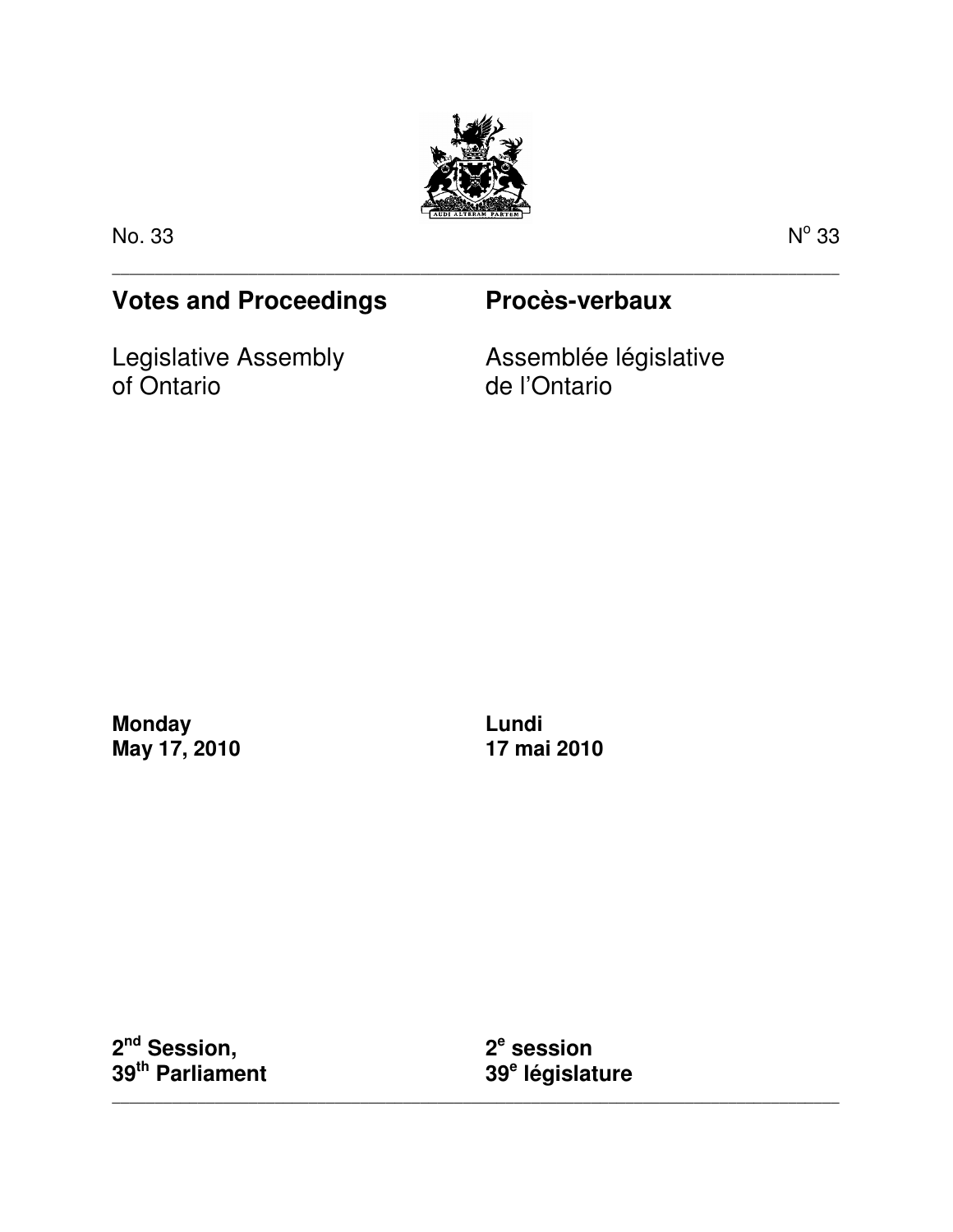No. 33 | $N^o$ 33

---

**Votes and Proceedings**

Legislative Assembly of Ontario

**Procès-verbaux**

Assemblée législative de l'Ontario

**Monday**
**May 17, 2010**

**Lundi**
**17 mai 2010**

**2nd Session,**
**39th Parliament**

**2e session**
**39e législature**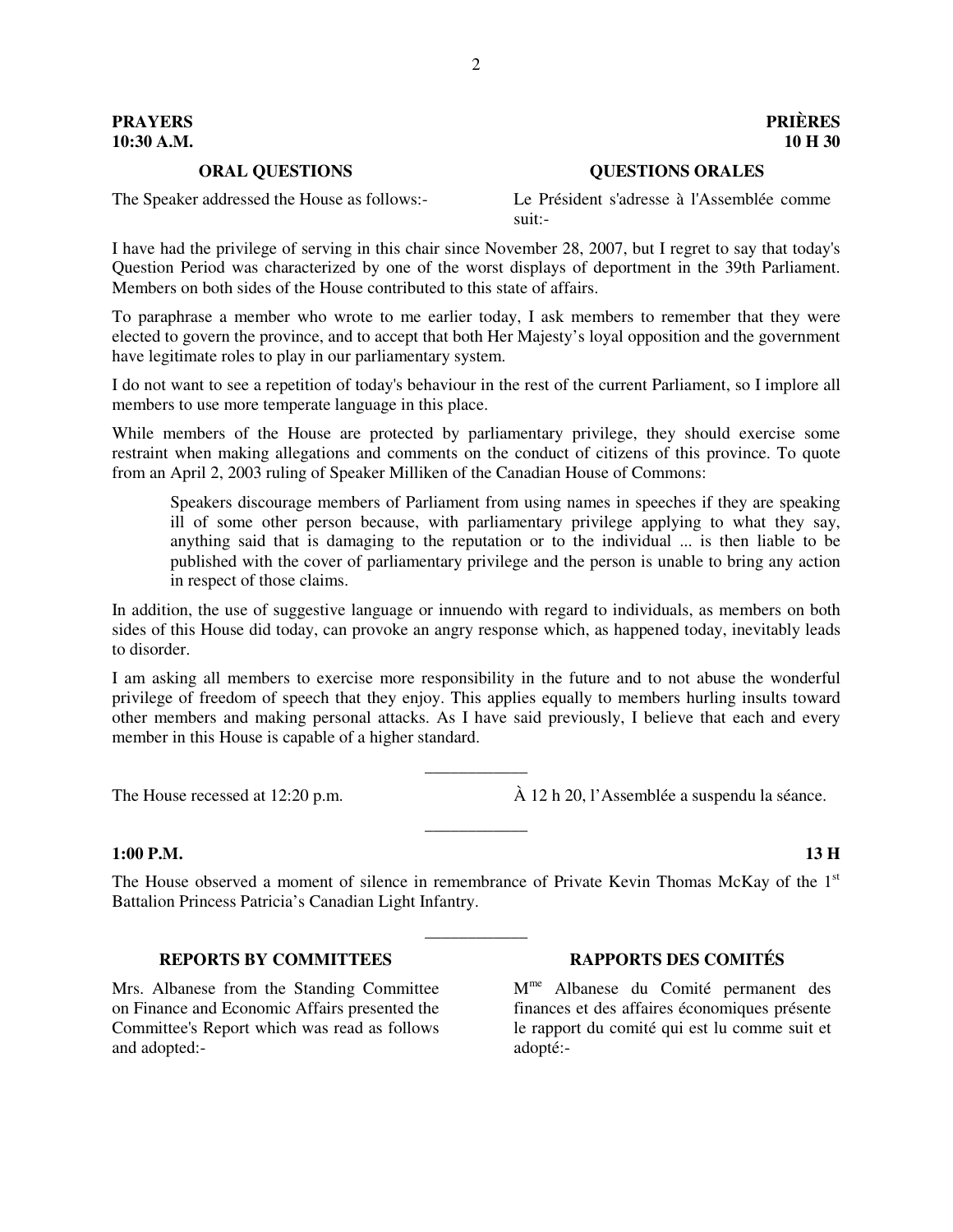**PRAYERS** **PRIÈRES**
**10:30 A.M.** **10 H 30**

**ORAL QUESTIONS** **QUESTIONS ORALES**

The Speaker addressed the House as follows:-

Le Président s'adresse à l'Assemblée comme suit:-

I have had the privilege of serving in this chair since November 28, 2007, but I regret to say that today's Question Period was characterized by one of the worst displays of deportment in the 39th Parliament. Members on both sides of the House contributed to this state of affairs.

To paraphrase a member who wrote to me earlier today, I ask members to remember that they were elected to govern the province, and to accept that both Her Majesty's loyal opposition and the government have legitimate roles to play in our parliamentary system.

I do not want to see a repetition of today's behaviour in the rest of the current Parliament, so I implore all members to use more temperate language in this place.

While members of the House are protected by parliamentary privilege, they should exercise some restraint when making allegations and comments on the conduct of citizens of this province. To quote from an April 2, 2003 ruling of Speaker Milliken of the Canadian House of Commons:

> Speakers discourage members of Parliament from using names in speeches if they are speaking ill of some other person because, with parliamentary privilege applying to what they say, anything said that is damaging to the reputation or to the individual ... is then liable to be published with the cover of parliamentary privilege and the person is unable to bring any action in respect of those claims.

In addition, the use of suggestive language or innuendo with regard to individuals, as members on both sides of this House did today, can provoke an angry response which, as happened today, inevitably leads to disorder.

I am asking all members to exercise more responsibility in the future and to not abuse the wonderful privilege of freedom of speech that they enjoy. This applies equally to members hurling insults toward other members and making personal attacks. As I have said previously, I believe that each and every member in this House is capable of a higher standard.

---

The House recessed at 12:20 p.m.

À 12 h 20, l'Assemblée a suspendu la séance.

---

**1:00 P.M.** **13 H**

The House observed a moment of silence in remembrance of Private Kevin Thomas McKay of the 1st Battalion Princess Patricia's Canadian Light Infantry.

---

**REPORTS BY COMMITTEES** **RAPPORTS DES COMITÉS**

Mrs. Albanese from the Standing Committee on Finance and Economic Affairs presented the Committee's Report which was read as follows and adopted:-

Mme Albanese du Comité permanent des finances et des affaires économiques présente le rapport du comité qui est lu comme suit et adopté:-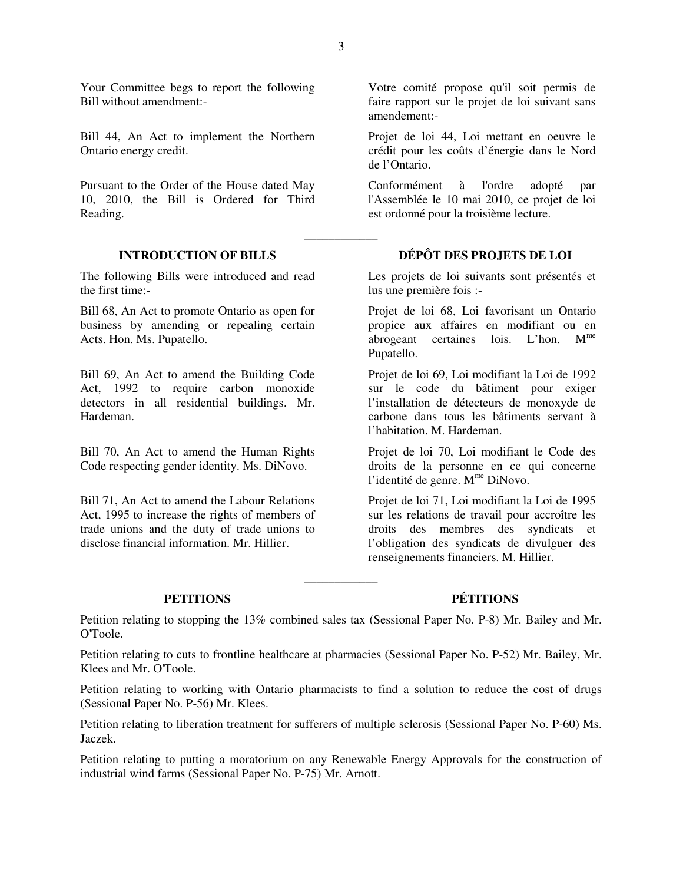Your Committee begs to report the following Bill without amendment:-

Votre comité propose qu'il soit permis de faire rapport sur le projet de loi suivant sans amendement:-

Bill 44, An Act to implement the Northern Ontario energy credit.

Projet de loi 44, Loi mettant en oeuvre le crédit pour les coûts d'énergie dans le Nord de l'Ontario.

Pursuant to the Order of the House dated May 10, 2010, the Bill is Ordered for Third Reading.

Conformément à l'ordre adopté par l'Assemblée le 10 mai 2010, ce projet de loi est ordonné pour la troisième lecture.

---

## INTRODUCTION OF BILLS

## DÉPÔT DES PROJETS DE LOI

The following Bills were introduced and read the first time:-

Les projets de loi suivants sont présentés et lus une première fois :-

Bill 68, An Act to promote Ontario as open for business by amending or repealing certain Acts. Hon. Ms. Pupatello.

Projet de loi 68, Loi favorisant un Ontario propice aux affaires en modifiant ou en abrogeant certaines lois. L'hon. Mme Pupatello.

Bill 69, An Act to amend the Building Code Act, 1992 to require carbon monoxide detectors in all residential buildings. Mr. Hardeman.

Projet de loi 69, Loi modifiant la Loi de 1992 sur le code du bâtiment pour exiger l'installation de détecteurs de monoxyde de carbone dans tous les bâtiments servant à l'habitation. M. Hardeman.

Bill 70, An Act to amend the Human Rights Code respecting gender identity. Ms. DiNovo.

Projet de loi 70, Loi modifiant le Code des droits de la personne en ce qui concerne l'identité de genre. Mme DiNovo.

Bill 71, An Act to amend the Labour Relations Act, 1995 to increase the rights of members of trade unions and the duty of trade unions to disclose financial information. Mr. Hillier.

Projet de loi 71, Loi modifiant la Loi de 1995 sur les relations de travail pour accroître les droits des membres des syndicats et l'obligation des syndicats de divulguer des renseignements financiers. M. Hillier.

---

## PETITIONS

## PÉTITIONS

Petition relating to stopping the 13% combined sales tax (Sessional Paper No. P-8) Mr. Bailey and Mr. O'Toole.

Petition relating to cuts to frontline healthcare at pharmacies (Sessional Paper No. P-52) Mr. Bailey, Mr. Klees and Mr. O'Toole.

Petition relating to working with Ontario pharmacists to find a solution to reduce the cost of drugs (Sessional Paper No. P-56) Mr. Klees.

Petition relating to liberation treatment for sufferers of multiple sclerosis (Sessional Paper No. P-60) Ms. Jaczek.

Petition relating to putting a moratorium on any Renewable Energy Approvals for the construction of industrial wind farms (Sessional Paper No. P-75) Mr. Arnott.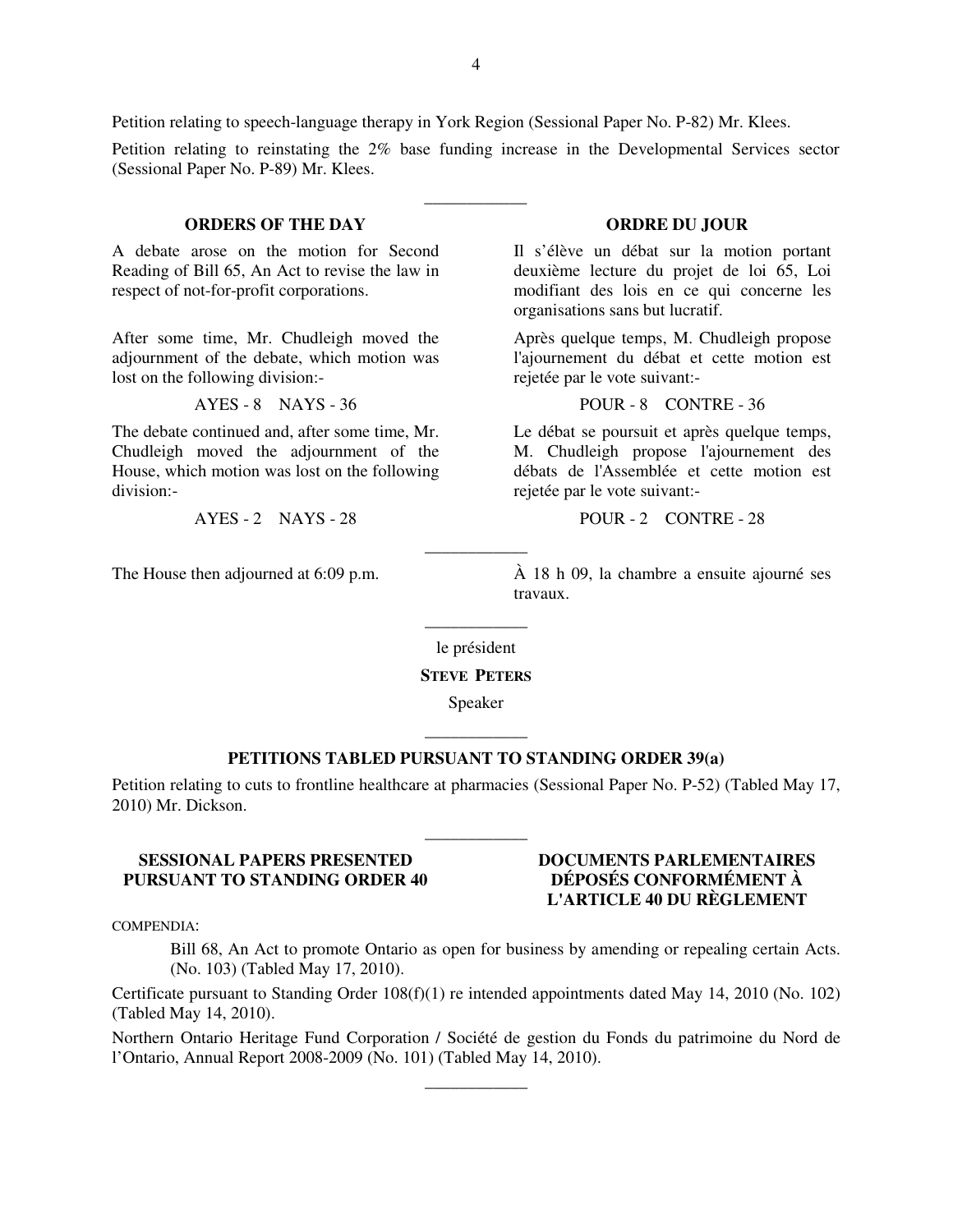Petition relating to speech-language therapy in York Region (Sessional Paper No. P-82) Mr. Klees.

Petition relating to reinstating the 2% base funding increase in the Developmental Services sector (Sessional Paper No. P-89) Mr. Klees.

---

## ORDERS OF THE DAY

A debate arose on the motion for Second Reading of Bill 65, An Act to revise the law in respect of not-for-profit corporations.

After some time, Mr. Chudleigh moved the adjournment of the debate, which motion was lost on the following division:-

AYES - 8 NAYS - 36

The debate continued and, after some time, Mr. Chudleigh moved the adjournment of the House, which motion was lost on the following division:-

AYES - 2 NAYS - 28

## ORDRE DU JOUR

Il s'élève un débat sur la motion portant deuxième lecture du projet de loi 65, Loi modifiant des lois en ce qui concerne les organisations sans but lucratif.

Après quelque temps, M. Chudleigh propose l'ajournement du débat et cette motion est rejetée par le vote suivant:-

POUR - 8 CONTRE - 36

Le débat se poursuit et après quelque temps, M. Chudleigh propose l'ajournement des débats de l'Assemblée et cette motion est rejetée par le vote suivant:-

POUR - 2 CONTRE - 28

---

The House then adjourned at 6:09 p.m.

À 18 h 09, la chambre a ensuite ajourné ses travaux.

---

le président

**STEVE PETERS**

Speaker

---

## PETITIONS TABLED PURSUANT TO STANDING ORDER 39(a)

Petition relating to cuts to frontline healthcare at pharmacies (Sessional Paper No. P-52) (Tabled May 17, 2010) Mr. Dickson.

---

## SESSIONAL PAPERS PRESENTED PURSUANT TO STANDING ORDER 40

## DOCUMENTS PARLEMENTAIRES DÉPOSÉS CONFORMÉMENT À L'ARTICLE 40 DU RÈGLEMENT

COMPENDIA:

Bill 68, An Act to promote Ontario as open for business by amending or repealing certain Acts. (No. 103) (Tabled May 17, 2010).

Certificate pursuant to Standing Order 108(f)(1) re intended appointments dated May 14, 2010 (No. 102) (Tabled May 14, 2010).

Northern Ontario Heritage Fund Corporation / Société de gestion du Fonds du patrimoine du Nord de l'Ontario, Annual Report 2008-2009 (No. 101) (Tabled May 14, 2010).

---